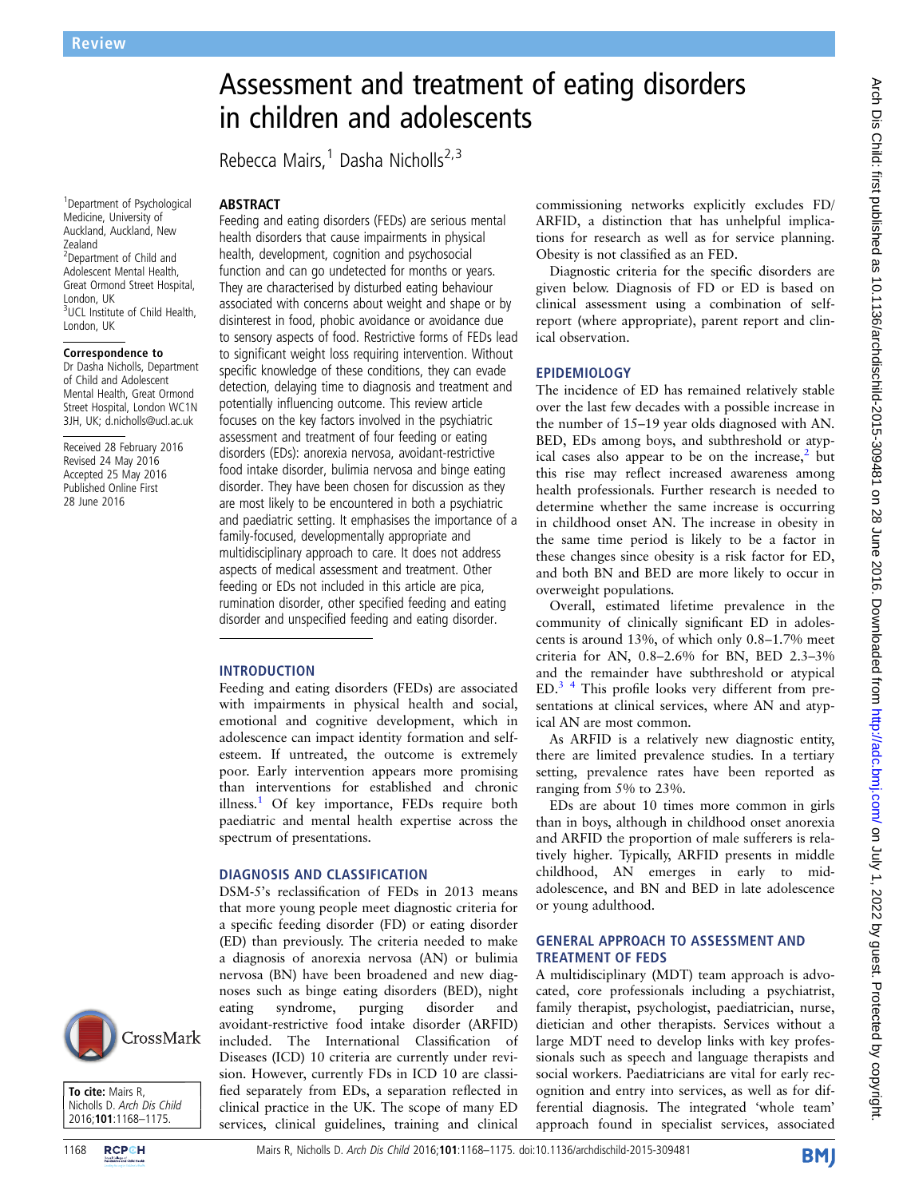Review

# Assessment and treatment of eating disorders in children and adolescents

Rebecca Mairs,[1] Dasha Nicholls[2,3]

[1]Department of Psychological Medicine, University of Auckland, Auckland, New Zealand
[2]Department of Child and Adolescent Mental Health, Great Ormond Street Hospital, London, UK
[3]UCL Institute of Child Health, London, UK

**Correspondence to**
Dr Dasha Nicholls, Department of Child and Adolescent Mental Health, Great Ormond Street Hospital, London WC1N 3JH, UK; d.nicholls@ucl.ac.uk

Received 28 February 2016
Revised 24 May 2016
Accepted 25 May 2016
Published Online First 28 June 2016

**To cite:** Mairs R, Nicholls D. *Arch Dis Child* 2016;**101**:1168–1175.

## ABSTRACT

Feeding and eating disorders (FEDs) are serious mental health disorders that cause impairments in physical health, development, cognition and psychosocial function and can go undetected for months or years. They are characterised by disturbed eating behaviour associated with concerns about weight and shape or by disinterest in food, phobic avoidance or avoidance due to sensory aspects of food. Restrictive forms of FEDs lead to significant weight loss requiring intervention. Without specific knowledge of these conditions, they can evade detection, delaying time to diagnosis and treatment and potentially influencing outcome. This review article focuses on the key factors involved in the psychiatric assessment and treatment of four feeding or eating disorders (EDs): anorexia nervosa, avoidant-restrictive food intake disorder, bulimia nervosa and binge eating disorder. They have been chosen for discussion as they are most likely to be encountered in both a psychiatric and paediatric setting. It emphasises the importance of a family-focused, developmentally appropriate and multidisciplinary approach to care. It does not address aspects of medical assessment and treatment. Other feeding or EDs not included in this article are pica, rumination disorder, other specified feeding and eating disorder and unspecified feeding and eating disorder.

## INTRODUCTION

Feeding and eating disorders (FEDs) are associated with impairments in physical health and social, emotional and cognitive development, which in adolescence can impact identity formation and self-esteem. If untreated, the outcome is extremely poor. Early intervention appears more promising than interventions for established and chronic illness.[1] Of key importance, FEDs require both paediatric and mental health expertise across the spectrum of presentations.

## DIAGNOSIS AND CLASSIFICATION

DSM-5's reclassification of FEDs in 2013 means that more young people meet diagnostic criteria for a specific feeding disorder (FD) or eating disorder (ED) than previously. The criteria needed to make a diagnosis of anorexia nervosa (AN) or bulimia nervosa (BN) have been broadened and new diagnoses such as binge eating disorders (BED), night eating syndrome, purging disorder and avoidant-restrictive food intake disorder (ARFID) included. The International Classification of Diseases (ICD) 10 criteria are currently under revision. However, currently FDs in ICD 10 are classified separately from EDs, a separation reflected in clinical practice in the UK. The scope of many ED services, clinical guidelines, training and clinical commissioning networks explicitly excludes FD/ARFID, a distinction that has unhelpful implications for research as well as for service planning. Obesity is not classified as an FED.

Diagnostic criteria for the specific disorders are given below. Diagnosis of FD or ED is based on clinical assessment using a combination of self-report (where appropriate), parent report and clinical observation.

## EPIDEMIOLOGY

The incidence of ED has remained relatively stable over the last few decades with a possible increase in the number of 15–19 year olds diagnosed with AN. BED, EDs among boys, and subthreshold or atypical cases also appear to be on the increase,[2] but this rise may reflect increased awareness among health professionals. Further research is needed to determine whether the same increase is occurring in childhood onset AN. The increase in obesity in the same time period is likely to be a factor in these changes since obesity is a risk factor for ED, and both BN and BED are more likely to occur in overweight populations.

Overall, estimated lifetime prevalence in the community of clinically significant ED in adolescents is around 13%, of which only 0.8–1.7% meet criteria for AN, 0.8–2.6% for BN, BED 2.3–3% and the remainder have subthreshold or atypical ED.[3,4] This profile looks very different from presentations at clinical services, where AN and atypical AN are most common.

As ARFID is a relatively new diagnostic entity, there are limited prevalence studies. In a tertiary setting, prevalence rates have been reported as ranging from 5% to 23%.

EDs are about 10 times more common in girls than in boys, although in childhood onset anorexia and ARFID the proportion of male sufferers is relatively higher. Typically, ARFID presents in middle childhood, AN emerges in early to mid-adolescence, and BN and BED in late adolescence or young adulthood.

## GENERAL APPROACH TO ASSESSMENT AND TREATMENT OF FEDS

A multidisciplinary (MDT) team approach is advocated, core professionals including a psychiatrist, family therapist, psychologist, paediatrician, nurse, dietician and other therapists. Services without a large MDT need to develop links with key professionals such as speech and language therapists and social workers. Paediatricians are vital for early recognition and entry into services, as well as for differential diagnosis. The integrated 'whole team' approach found in specialist services, associated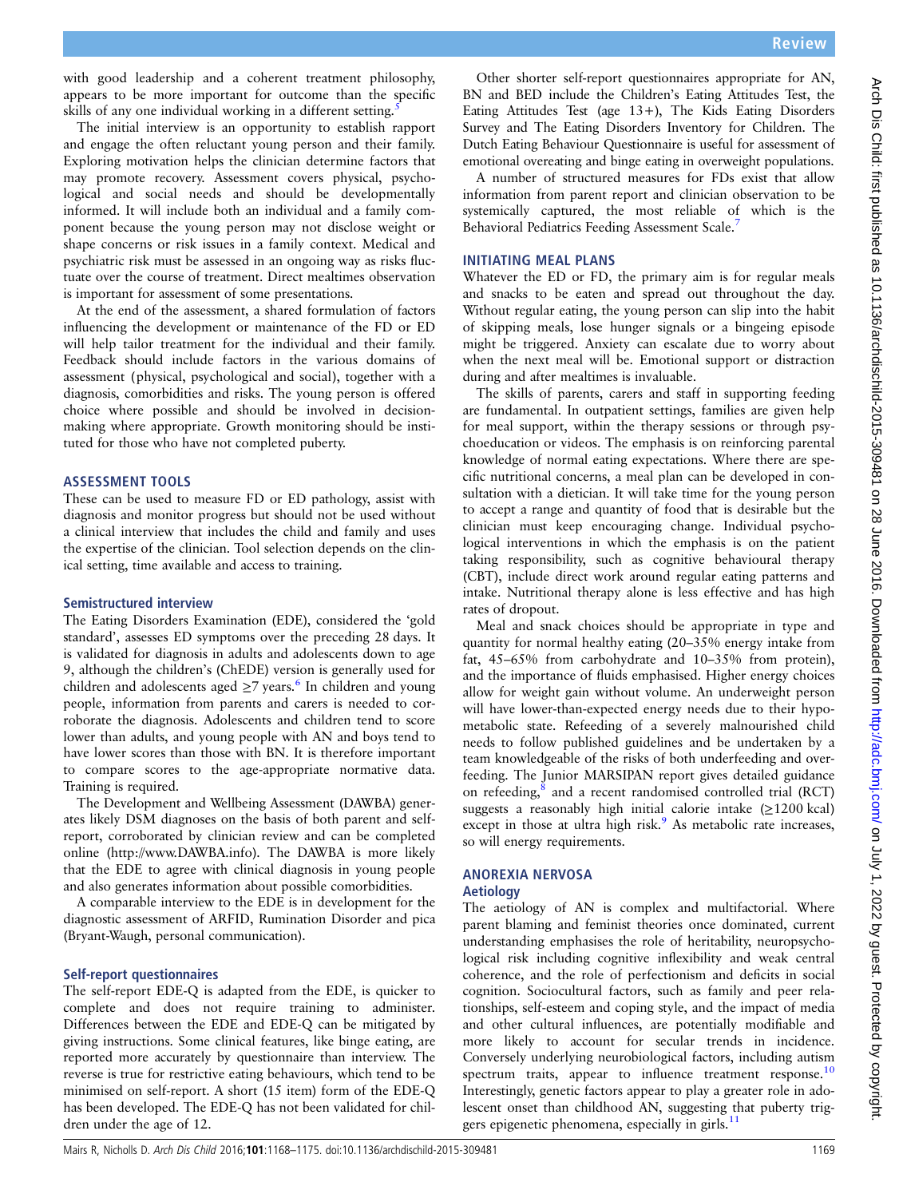with good leadership and a coherent treatment philosophy, appears to be more important for outcome than the specific skills of any one individual working in a different setting.[5]

The initial interview is an opportunity to establish rapport and engage the often reluctant young person and their family. Exploring motivation helps the clinician determine factors that may promote recovery. Assessment covers physical, psychological and social needs and should be developmentally informed. It will include both an individual and a family component because the young person may not disclose weight or shape concerns or risk issues in a family context. Medical and psychiatric risk must be assessed in an ongoing way as risks fluctuate over the course of treatment. Direct mealtimes observation is important for assessment of some presentations.

At the end of the assessment, a shared formulation of factors influencing the development or maintenance of the FD or ED will help tailor treatment for the individual and their family. Feedback should include factors in the various domains of assessment (physical, psychological and social), together with a diagnosis, comorbidities and risks. The young person is offered choice where possible and should be involved in decision-making where appropriate. Growth monitoring should be instituted for those who have not completed puberty.

## ASSESSMENT TOOLS

These can be used to measure FD or ED pathology, assist with diagnosis and monitor progress but should not be used without a clinical interview that includes the child and family and uses the expertise of the clinician. Tool selection depends on the clinical setting, time available and access to training.

### Semistructured interview

The Eating Disorders Examination (EDE), considered the 'gold standard', assesses ED symptoms over the preceding 28 days. It is validated for diagnosis in adults and adolescents down to age 9, although the children's (ChEDE) version is generally used for children and adolescents aged ≥7 years.[6] In children and young people, information from parents and carers is needed to corroborate the diagnosis. Adolescents and children tend to score lower than adults, and young people with AN and boys tend to have lower scores than those with BN. It is therefore important to compare scores to the age-appropriate normative data. Training is required.

The Development and Wellbeing Assessment (DAWBA) generates likely DSM diagnoses on the basis of both parent and self-report, corroborated by clinician review and can be completed online (http://www.DAWBA.info). The DAWBA is more likely that the EDE to agree with clinical diagnosis in young people and also generates information about possible comorbidities.

A comparable interview to the EDE is in development for the diagnostic assessment of ARFID, Rumination Disorder and pica (Bryant-Waugh, personal communication).

### Self-report questionnaires

The self-report EDE-Q is adapted from the EDE, is quicker to complete and does not require training to administer. Differences between the EDE and EDE-Q can be mitigated by giving instructions. Some clinical features, like binge eating, are reported more accurately by questionnaire than interview. The reverse is true for restrictive eating behaviours, which tend to be minimised on self-report. A short (15 item) form of the EDE-Q has been developed. The EDE-Q has not been validated for children under the age of 12.

Other shorter self-report questionnaires appropriate for AN, BN and BED include the Children's Eating Attitudes Test, the Eating Attitudes Test (age 13+), The Kids Eating Disorders Survey and The Eating Disorders Inventory for Children. The Dutch Eating Behaviour Questionnaire is useful for assessment of emotional overeating and binge eating in overweight populations.

A number of structured measures for FDs exist that allow information from parent report and clinician observation to be systemically captured, the most reliable of which is the Behavioral Pediatrics Feeding Assessment Scale.[7]

## INITIATING MEAL PLANS

Whatever the ED or FD, the primary aim is for regular meals and snacks to be eaten and spread out throughout the day. Without regular eating, the young person can slip into the habit of skipping meals, lose hunger signals or a bingeing episode might be triggered. Anxiety can escalate due to worry about when the next meal will be. Emotional support or distraction during and after mealtimes is invaluable.

The skills of parents, carers and staff in supporting feeding are fundamental. In outpatient settings, families are given help for meal support, within the therapy sessions or through psychoeducation or videos. The emphasis is on reinforcing parental knowledge of normal eating expectations. Where there are specific nutritional concerns, a meal plan can be developed in consultation with a dietician. It will take time for the young person to accept a range and quantity of food that is desirable but the clinician must keep encouraging change. Individual psychological interventions in which the emphasis is on the patient taking responsibility, such as cognitive behavioural therapy (CBT), include direct work around regular eating patterns and intake. Nutritional therapy alone is less effective and has high rates of dropout.

Meal and snack choices should be appropriate in type and quantity for normal healthy eating (20–35% energy intake from fat, 45–65% from carbohydrate and 10–35% from protein), and the importance of fluids emphasised. Higher energy choices allow for weight gain without volume. An underweight person will have lower-than-expected energy needs due to their hypometabolic state. Refeeding of a severely malnourished child needs to follow published guidelines and be undertaken by a team knowledgeable of the risks of both underfeeding and overfeeding. The Junior MARSIPAN report gives detailed guidance on refeeding,[8] and a recent randomised controlled trial (RCT) suggests a reasonably high initial calorie intake (≥1200 kcal) except in those at ultra high risk.[9] As metabolic rate increases, so will energy requirements.

## ANOREXIA NERVOSA

### Aetiology

The aetiology of AN is complex and multifactorial. Where parent blaming and feminist theories once dominated, current understanding emphasises the role of heritability, neuropsychological risk including cognitive inflexibility and weak central coherence, and the role of perfectionism and deficits in social cognition. Sociocultural factors, such as family and peer relationships, self-esteem and coping style, and the impact of media and other cultural influences, are potentially modifiable and more likely to account for secular trends in incidence. Conversely underlying neurobiological factors, including autism spectrum traits, appear to influence treatment response.[10] Interestingly, genetic factors appear to play a greater role in adolescent onset than childhood AN, suggesting that puberty triggers epigenetic phenomena, especially in girls.[11]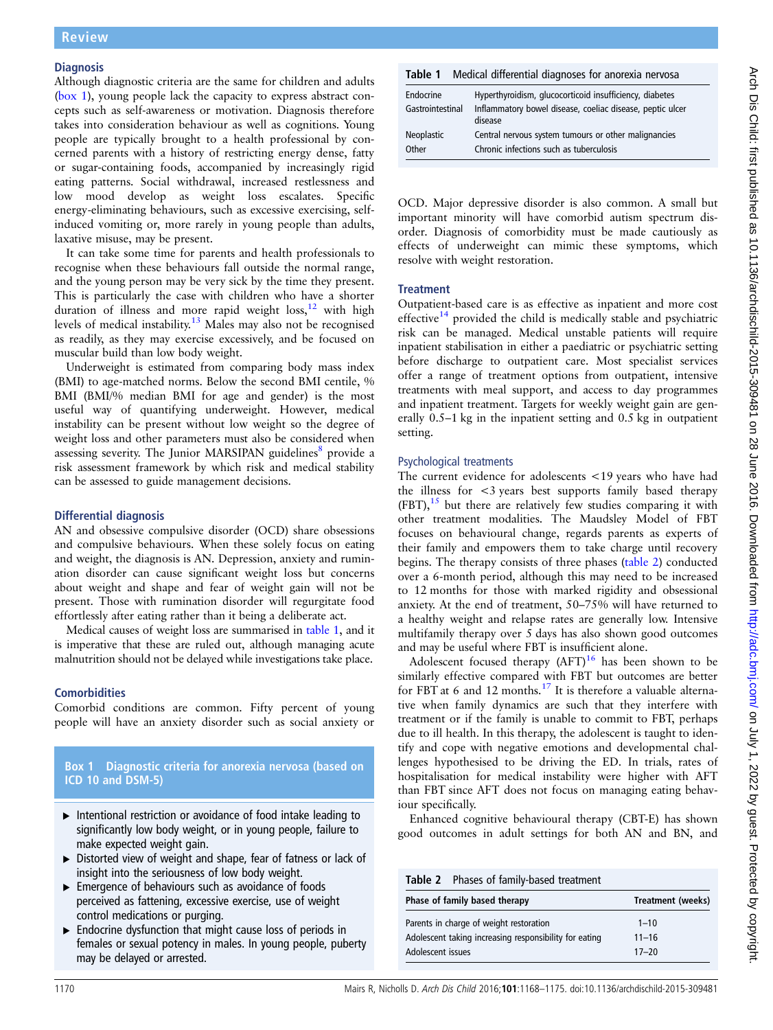## Diagnosis

Although diagnostic criteria are the same for children and adults (box 1), young people lack the capacity to express abstract concepts such as self-awareness or motivation. Diagnosis therefore takes into consideration behaviour as well as cognitions. Young people are typically brought to a health professional by concerned parents with a history of restricting energy dense, fatty or sugar-containing foods, accompanied by increasingly rigid eating patterns. Social withdrawal, increased restlessness and low mood develop as weight loss escalates. Specific energy-eliminating behaviours, such as excessive exercising, self-induced vomiting or, more rarely in young people than adults, laxative misuse, may be present.

It can take some time for parents and health professionals to recognise when these behaviours fall outside the normal range, and the young person may be very sick by the time they present. This is particularly the case with children who have a shorter duration of illness and more rapid weight loss,[12] with high levels of medical instability.[13] Males may also not be recognised as readily, as they may exercise excessively, and be focused on muscular build than low body weight.

Underweight is estimated from comparing body mass index (BMI) to age-matched norms. Below the second BMI centile, % BMI (BMI/% median BMI for age and gender) is the most useful way of quantifying underweight. However, medical instability can be present without low weight so the degree of weight loss and other parameters must also be considered when assessing severity. The Junior MARSIPAN guidelines[8] provide a risk assessment framework by which risk and medical stability can be assessed to guide management decisions.

## Differential diagnosis

AN and obsessive compulsive disorder (OCD) share obsessions and compulsive behaviours. When these solely focus on eating and weight, the diagnosis is AN. Depression, anxiety and rumination disorder can cause significant weight loss but concerns about weight and shape and fear of weight gain will not be present. Those with rumination disorder will regurgitate food effortlessly after eating rather than it being a deliberate act.

Medical causes of weight loss are summarised in table 1, and it is imperative that these are ruled out, although managing acute malnutrition should not be delayed while investigations take place.

## Comorbidities

Comorbid conditions are common. Fifty percent of young people will have an anxiety disorder such as social anxiety or OCD. Major depressive disorder is also common. A small but important minority will have comorbid autism spectrum disorder. Diagnosis of comorbidity must be made cautiously as effects of underweight can mimic these symptoms, which resolve with weight restoration.

**Box 1 Diagnostic criteria for anorexia nervosa (based on ICD 10 and DSM-5)**

- Intentional restriction or avoidance of food intake leading to significantly low body weight, or in young people, failure to make expected weight gain.
- Distorted view of weight and shape, fear of fatness or lack of insight into the seriousness of low body weight.
- Emergence of behaviours such as avoidance of foods perceived as fattening, excessive exercise, use of weight control medications or purging.
- Endocrine dysfunction that might cause loss of periods in females or sexual potency in males. In young people, puberty may be delayed or arrested.

**Table 1** Medical differential diagnoses for anorexia nervosa

| | |
|---|---|
| Endocrine | Hyperthyroidism, glucocorticoid insufficiency, diabetes |
| Gastrointestinal | Inflammatory bowel disease, coeliac disease, peptic ulcer disease |
| Neoplastic | Central nervous system tumours or other malignancies |
| Other | Chronic infections such as tuberculosis |

## Treatment

Outpatient-based care is as effective as inpatient and more cost effective[14] provided the child is medically stable and psychiatric risk can be managed. Medical unstable patients will require inpatient stabilisation in either a paediatric or psychiatric setting before discharge to outpatient care. Most specialist services offer a range of treatment options from outpatient, intensive treatments with meal support, and access to day programmes and inpatient treatment. Targets for weekly weight gain are generally 0.5–1 kg in the inpatient setting and 0.5 kg in outpatient setting.

### Psychological treatments

The current evidence for adolescents <19 years who have had the illness for <3 years best supports family based therapy (FBT),[15] but there are relatively few studies comparing it with other treatment modalities. The Maudsley Model of FBT focuses on behavioural change, regards parents as experts of their family and empowers them to take charge until recovery begins. The therapy consists of three phases (table 2) conducted over a 6-month period, although this may need to be increased to 12 months for those with marked rigidity and obsessional anxiety. At the end of treatment, 50–75% will have returned to a healthy weight and relapse rates are generally low. Intensive multifamily therapy over 5 days has also shown good outcomes and may be useful where FBT is insufficient alone.

Adolescent focused therapy (AFT)[16] has been shown to be similarly effective compared with FBT but outcomes are better for FBT at 6 and 12 months.[17] It is therefore a valuable alternative when family dynamics are such that they interfere with treatment or if the family is unable to commit to FBT, perhaps due to ill health. In this therapy, the adolescent is taught to identify and cope with negative emotions and developmental challenges hypothesised to be driving the ED. In trials, rates of hospitalisation for medical instability were higher with AFT than FBT since AFT does not focus on managing eating behaviour specifically.

Enhanced cognitive behavioural therapy (CBT-E) has shown good outcomes in adult settings for both AN and BN, and

**Table 2** Phases of family-based treatment

| Phase of family based therapy | Treatment (weeks) |
|---|---|
| Parents in charge of weight restoration | 1–10 |
| Adolescent taking increasing responsibility for eating | 11–16 |
| Adolescent issues | 17–20 |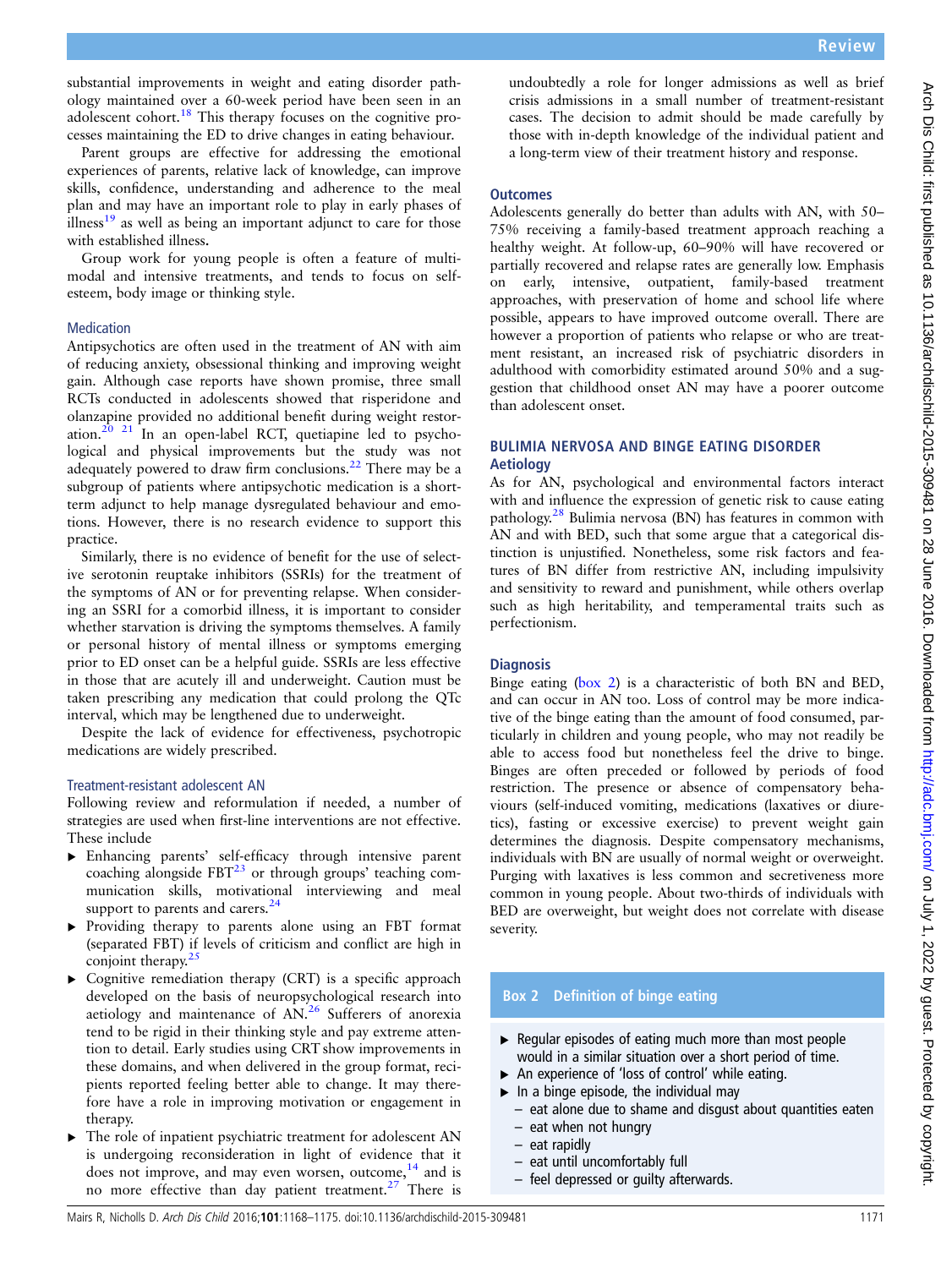substantial improvements in weight and eating disorder pathology maintained over a 60-week period have been seen in an adolescent cohort.[18] This therapy focuses on the cognitive processes maintaining the ED to drive changes in eating behaviour.

Parent groups are effective for addressing the emotional experiences of parents, relative lack of knowledge, can improve skills, confidence, understanding and adherence to the meal plan and may have an important role to play in early phases of illness[19] as well as being an important adjunct to care for those with established illness.

Group work for young people is often a feature of multimodal and intensive treatments, and tends to focus on self-esteem, body image or thinking style.

### Medication

Antipsychotics are often used in the treatment of AN with aim of reducing anxiety, obsessional thinking and improving weight gain. Although case reports have shown promise, three small RCTs conducted in adolescents showed that risperidone and olanzapine provided no additional benefit during weight restoration.[20 21] In an open-label RCT, quetiapine led to psychological and physical improvements but the study was not adequately powered to draw firm conclusions.[22] There may be a subgroup of patients where antipsychotic medication is a short-term adjunct to help manage dysregulated behaviour and emotions. However, there is no research evidence to support this practice.

Similarly, there is no evidence of benefit for the use of selective serotonin reuptake inhibitors (SSRIs) for the treatment of the symptoms of AN or for preventing relapse. When considering an SSRI for a comorbid illness, it is important to consider whether starvation is driving the symptoms themselves. A family or personal history of mental illness or symptoms emerging prior to ED onset can be a helpful guide. SSRIs are less effective in those that are acutely ill and underweight. Caution must be taken prescribing any medication that could prolong the QTc interval, which may be lengthened due to underweight.

Despite the lack of evidence for effectiveness, psychotropic medications are widely prescribed.

### Treatment-resistant adolescent AN

Following review and reformulation if needed, a number of strategies are used when first-line interventions are not effective. These include

- Enhancing parents' self-efficacy through intensive parent coaching alongside FBT[23] or through groups' teaching communication skills, motivational interviewing and meal support to parents and carers.[24]
- Providing therapy to parents alone using an FBT format (separated FBT) if levels of criticism and conflict are high in conjoint therapy.[25]
- Cognitive remediation therapy (CRT) is a specific approach developed on the basis of neuropsychological research into aetiology and maintenance of AN.[26] Sufferers of anorexia tend to be rigid in their thinking style and pay extreme attention to detail. Early studies using CRT show improvements in these domains, and when delivered in the group format, recipients reported feeling better able to change. It may therefore have a role in improving motivation or engagement in therapy.
- The role of inpatient psychiatric treatment for adolescent AN is undergoing reconsideration in light of evidence that it does not improve, and may even worsen, outcome,[14] and is no more effective than day patient treatment.[27] There is undoubtedly a role for longer admissions as well as brief crisis admissions in a small number of treatment-resistant cases. The decision to admit should be made carefully by those with in-depth knowledge of the individual patient and a long-term view of their treatment history and response.

### Outcomes

Adolescents generally do better than adults with AN, with 50–75% receiving a family-based treatment approach reaching a healthy weight. At follow-up, 60–90% will have recovered or partially recovered and relapse rates are generally low. Emphasis on early, intensive, outpatient, family-based treatment approaches, with preservation of home and school life where possible, appears to have improved outcome overall. There are however a proportion of patients who relapse or who are treatment resistant, an increased risk of psychiatric disorders in adulthood with comorbidity estimated around 50% and a suggestion that childhood onset AN may have a poorer outcome than adolescent onset.

## BULIMIA NERVOSA AND BINGE EATING DISORDER

### Aetiology

As for AN, psychological and environmental factors interact with and influence the expression of genetic risk to cause eating pathology.[28] Bulimia nervosa (BN) has features in common with AN and with BED, such that some argue that a categorical distinction is unjustified. Nonetheless, some risk factors and features of BN differ from restrictive AN, including impulsivity and sensitivity to reward and punishment, while others overlap such as high heritability, and temperamental traits such as perfectionism.

### Diagnosis

Binge eating (box 2) is a characteristic of both BN and BED, and can occur in AN too. Loss of control may be more indicative of the binge eating than the amount of food consumed, particularly in children and young people, who may not readily be able to access food but nonetheless feel the drive to binge. Binges are often preceded or followed by periods of food restriction. The presence or absence of compensatory behaviours (self-induced vomiting, medications (laxatives or diuretics), fasting or excessive exercise) to prevent weight gain determines the diagnosis. Despite compensatory mechanisms, individuals with BN are usually of normal weight or overweight. Purging with laxatives is less common and secretiveness more common in young people. About two-thirds of individuals with BED are overweight, but weight does not correlate with disease severity.

**Box 2 Definition of binge eating**

- Regular episodes of eating much more than most people would in a similar situation over a short period of time.
- An experience of 'loss of control' while eating.
- In a binge episode, the individual may
  - eat alone due to shame and disgust about quantities eaten
  - eat when not hungry
  - eat rapidly
  - eat until uncomfortably full
  - feel depressed or guilty afterwards.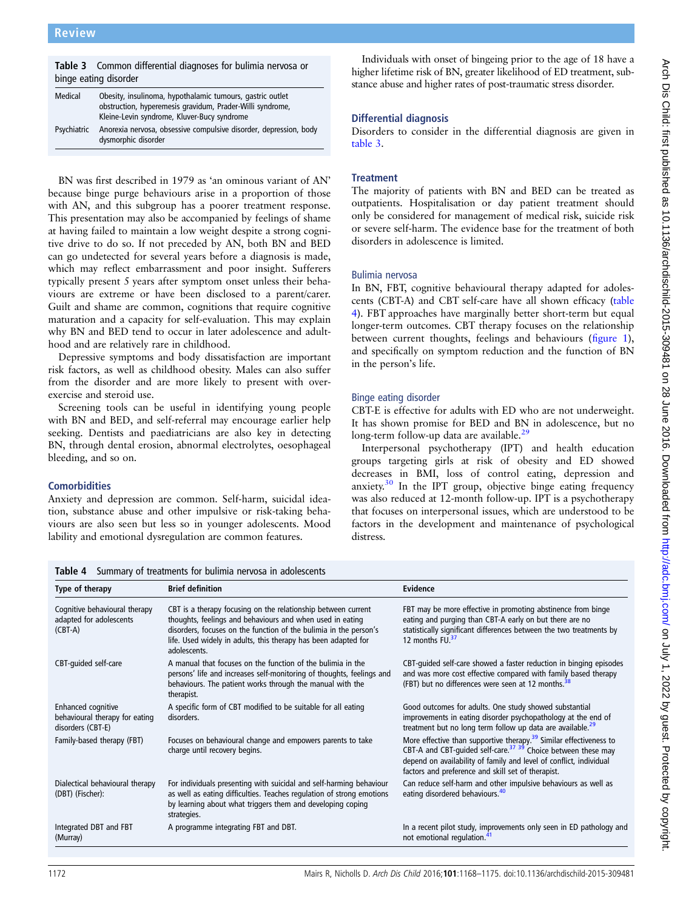**Table 3** Common differential diagnoses for bulimia nervosa or binge eating disorder

| | |
|---|---|
| Medical | Obesity, insulinoma, hypothalamic tumours, gastric outlet obstruction, hyperemesis gravidum, Prader-Willi syndrome, Kleine-Levin syndrome, Kluver-Bucy syndrome |
| Psychiatric | Anorexia nervosa, obsessive compulsive disorder, depression, body dysmorphic disorder |

BN was first described in 1979 as 'an ominous variant of AN' because binge purge behaviours arise in a proportion of those with AN, and this subgroup has a poorer treatment response. This presentation may also be accompanied by feelings of shame at having failed to maintain a low weight despite a strong cognitive drive to do so. If not preceded by AN, both BN and BED can go undetected for several years before a diagnosis is made, which may reflect embarrassment and poor insight. Sufferers typically present 5 years after symptom onset unless their behaviours are extreme or have been disclosed to a parent/carer. Guilt and shame are common, cognitions that require cognitive maturation and a capacity for self-evaluation. This may explain why BN and BED tend to occur in later adolescence and adulthood and are relatively rare in childhood.

Depressive symptoms and body dissatisfaction are important risk factors, as well as childhood obesity. Males can also suffer from the disorder and are more likely to present with over-exercise and steroid use.

Screening tools can be useful in identifying young people with BN and BED, and self-referral may encourage earlier help seeking. Dentists and paediatricians are also key in detecting BN, through dental erosion, abnormal electrolytes, oesophageal bleeding, and so on.

## Comorbidities

Anxiety and depression are common. Self-harm, suicidal ideation, substance abuse and other impulsive or risk-taking behaviours are also seen but less so in younger adolescents. Mood lability and emotional dysregulation are common features.

Individuals with onset of bingeing prior to the age of 18 have a higher lifetime risk of BN, greater likelihood of ED treatment, substance abuse and higher rates of post-traumatic stress disorder.

## Differential diagnosis

Disorders to consider in the differential diagnosis are given in table 3.

## Treatment

The majority of patients with BN and BED can be treated as outpatients. Hospitalisation or day patient treatment should only be considered for management of medical risk, suicide risk or severe self-harm. The evidence base for the treatment of both disorders in adolescence is limited.

### Bulimia nervosa

In BN, FBT, cognitive behavioural therapy adapted for adolescents (CBT-A) and CBT self-care have all shown efficacy (table 4). FBT approaches have marginally better short-term but equal longer-term outcomes. CBT therapy focuses on the relationship between current thoughts, feelings and behaviours (figure 1), and specifically on symptom reduction and the function of BN in the person's life.

### Binge eating disorder

CBT-E is effective for adults with ED who are not underweight. It has shown promise for BED and BN in adolescence, but no long-term follow-up data are available.[29]

Interpersonal psychotherapy (IPT) and health education groups targeting girls at risk of obesity and ED showed decreases in BMI, loss of control eating, depression and anxiety.[30] In the IPT group, objective binge eating frequency was also reduced at 12-month follow-up. IPT is a psychotherapy that focuses on interpersonal issues, which are understood to be factors in the development and maintenance of psychological distress.

**Table 4** Summary of treatments for bulimia nervosa in adolescents

| Type of therapy | Brief definition | Evidence |
|---|---|---|
| Cognitive behavioural therapy adapted for adolescents (CBT-A) | CBT is a therapy focusing on the relationship between current thoughts, feelings and behaviours and when used in eating disorders, focuses on the function of the bulimia in the person's life. Used widely in adults, this therapy has been adapted for adolescents. | FBT may be more effective in promoting abstinence from binge eating and purging than CBT-A early on but there are no statistically significant differences between the two treatments by 12 months FU.[37] |
| CBT-guided self-care | A manual that focuses on the function of the bulimia in the persons' life and increases self-monitoring of thoughts, feelings and behaviours. The patient works through the manual with the therapist. | CBT-guided self-care showed a faster reduction in binging episodes and was more cost effective compared with family based therapy (FBT) but no differences were seen at 12 months.[38] |
| Enhanced cognitive behavioural therapy for eating disorders (CBT-E) | A specific form of CBT modified to be suitable for all eating disorders. | Good outcomes for adults. One study showed substantial improvements in eating disorder psychopathology at the end of treatment but no long term follow up data are available.[29] |
| Family-based therapy (FBT) | Focuses on behavioural change and empowers parents to take charge until recovery begins. | More effective than supportive therapy.[39] Similar effectiveness to CBT-A and CBT-guided self-care.[37 39] Choice between these may depend on availability of family and level of conflict, individual factors and preference and skill set of therapist. |
| Dialectical behavioural therapy (DBT) (Fischer): | For individuals presenting with suicidal and self-harming behaviour as well as eating difficulties. Teaches regulation of strong emotions by learning about what triggers them and developing coping strategies. | Can reduce self-harm and other impulsive behaviours as well as eating disordered behaviours.[40] |
| Integrated DBT and FBT (Murray) | A programme integrating FBT and DBT. | In a recent pilot study, improvements only seen in ED pathology and not emotional regulation.[41] |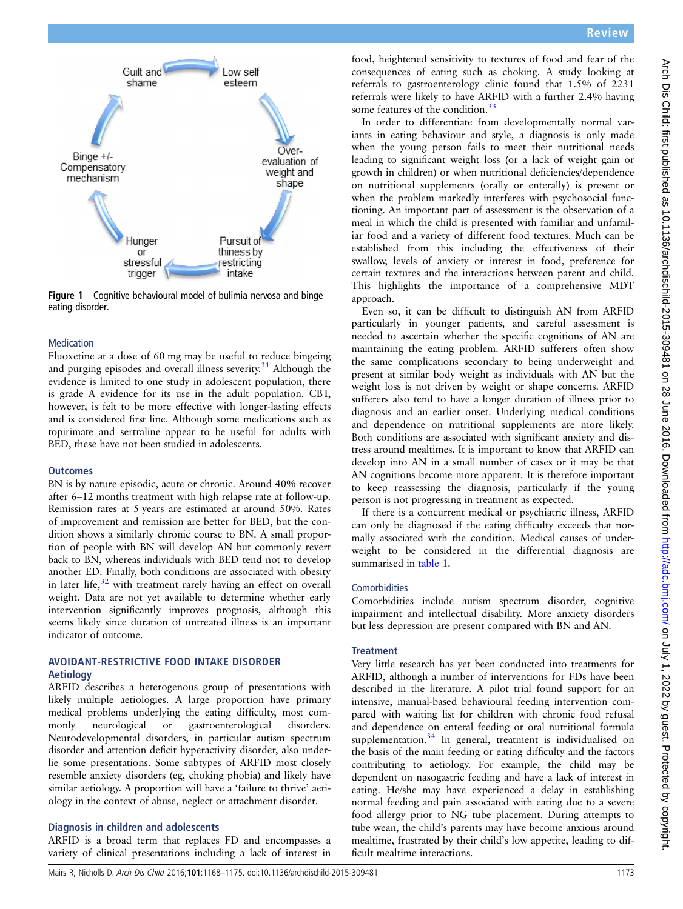Guilt and shame

Low self esteem

Over-evaluation of weight and shape

Pursuit of thiness by restricting intake

Hunger or stressful trigger

Binge +/- Compensatory mechanism

**Figure 1** Cognitive behavioural model of bulimia nervosa and binge eating disorder.

### Medication

Fluoxetine at a dose of 60 mg may be useful to reduce bingeing and purging episodes and overall illness severity.[31] Although the evidence is limited to one study in adolescent population, there is grade A evidence for its use in the adult population. CBT, however, is felt to be more effective with longer-lasting effects and is considered first line. Although some medications such as topirimate and sertraline appear to be useful for adults with BED, these have not been studied in adolescents.

### Outcomes

BN is by nature episodic, acute or chronic. Around 40% recover after 6–12 months treatment with high relapse rate at follow-up. Remission rates at 5 years are estimated at around 50%. Rates of improvement and remission are better for BED, but the condition shows a similarly chronic course to BN. A small proportion of people with BN will develop AN but commonly revert back to BN, whereas individuals with BED tend not to develop another ED. Finally, both conditions are associated with obesity in later life,[32] with treatment rarely having an effect on overall weight. Data are not yet available to determine whether early intervention significantly improves prognosis, although this seems likely since duration of untreated illness is an important indicator of outcome.

## AVOIDANT-RESTRICTIVE FOOD INTAKE DISORDER

### Aetiology

ARFID describes a heterogenous group of presentations with likely multiple aetiologies. A large proportion have primary medical problems underlying the eating difficulty, most commonly neurological or gastroenterological disorders. Neurodevelopmental disorders, in particular autism spectrum disorder and attention deficit hyperactivity disorder, also underlie some presentations. Some subtypes of ARFID most closely resemble anxiety disorders (eg, choking phobia) and likely have similar aetiology. A proportion will have a 'failure to thrive' aetiology in the context of abuse, neglect or attachment disorder.

### Diagnosis in children and adolescents

ARFID is a broad term that replaces FD and encompasses a variety of clinical presentations including a lack of interest in food, heightened sensitivity to textures of food and fear of the consequences of eating such as choking. A study looking at referrals to gastroenterology clinic found that 1.5% of 2231 referrals were likely to have ARFID with a further 2.4% having some features of the condition.[33]

In order to differentiate from developmentally normal variants in eating behaviour and style, a diagnosis is only made when the young person fails to meet their nutritional needs leading to significant weight loss (or a lack of weight gain or growth in children) or when nutritional deficiencies/dependence on nutritional supplements (orally or enterally) is present or when the problem markedly interferes with psychosocial functioning. An important part of assessment is the observation of a meal in which the child is presented with familiar and unfamiliar food and a variety of different food textures. Much can be established from this including the effectiveness of their swallow, levels of anxiety or interest in food, preference for certain textures and the interactions between parent and child. This highlights the importance of a comprehensive MDT approach.

Even so, it can be difficult to distinguish AN from ARFID particularly in younger patients, and careful assessment is needed to ascertain whether the specific cognitions of AN are maintaining the eating problem. ARFID sufferers often show the same complications secondary to being underweight and present at similar body weight as individuals with AN but the weight loss is not driven by weight or shape concerns. ARFID sufferers also tend to have a longer duration of illness prior to diagnosis and an earlier onset. Underlying medical conditions and dependence on nutritional supplements are more likely. Both conditions are associated with significant anxiety and distress around mealtimes. It is important to know that ARFID can develop into AN in a small number of cases or it may be that AN cognitions become more apparent. It is therefore important to keep reassessing the diagnosis, particularly if the young person is not progressing in treatment as expected.

If there is a concurrent medical or psychiatric illness, ARFID can only be diagnosed if the eating difficulty exceeds that normally associated with the condition. Medical causes of underweight to be considered in the differential diagnosis are summarised in table 1.

### Comorbidities

Comorbidities include autism spectrum disorder, cognitive impairment and intellectual disability. More anxiety disorders but less depression are present compared with BN and AN.

### Treatment

Very little research has yet been conducted into treatments for ARFID, although a number of interventions for FDs have been described in the literature. A pilot trial found support for an intensive, manual-based behavioural feeding intervention compared with waiting list for children with chronic food refusal and dependence on enteral feeding or oral nutritional formula supplementation.[34] In general, treatment is individualised on the basis of the main feeding or eating difficulty and the factors contributing to aetiology. For example, the child may be dependent on nasogastric feeding and have a lack of interest in eating. He/she may have experienced a delay in establishing normal feeding and pain associated with eating due to a severe food allergy prior to NG tube placement. During attempts to tube wean, the child's parents may have become anxious around mealtime, frustrated by their child's low appetite, leading to difficult mealtime interactions.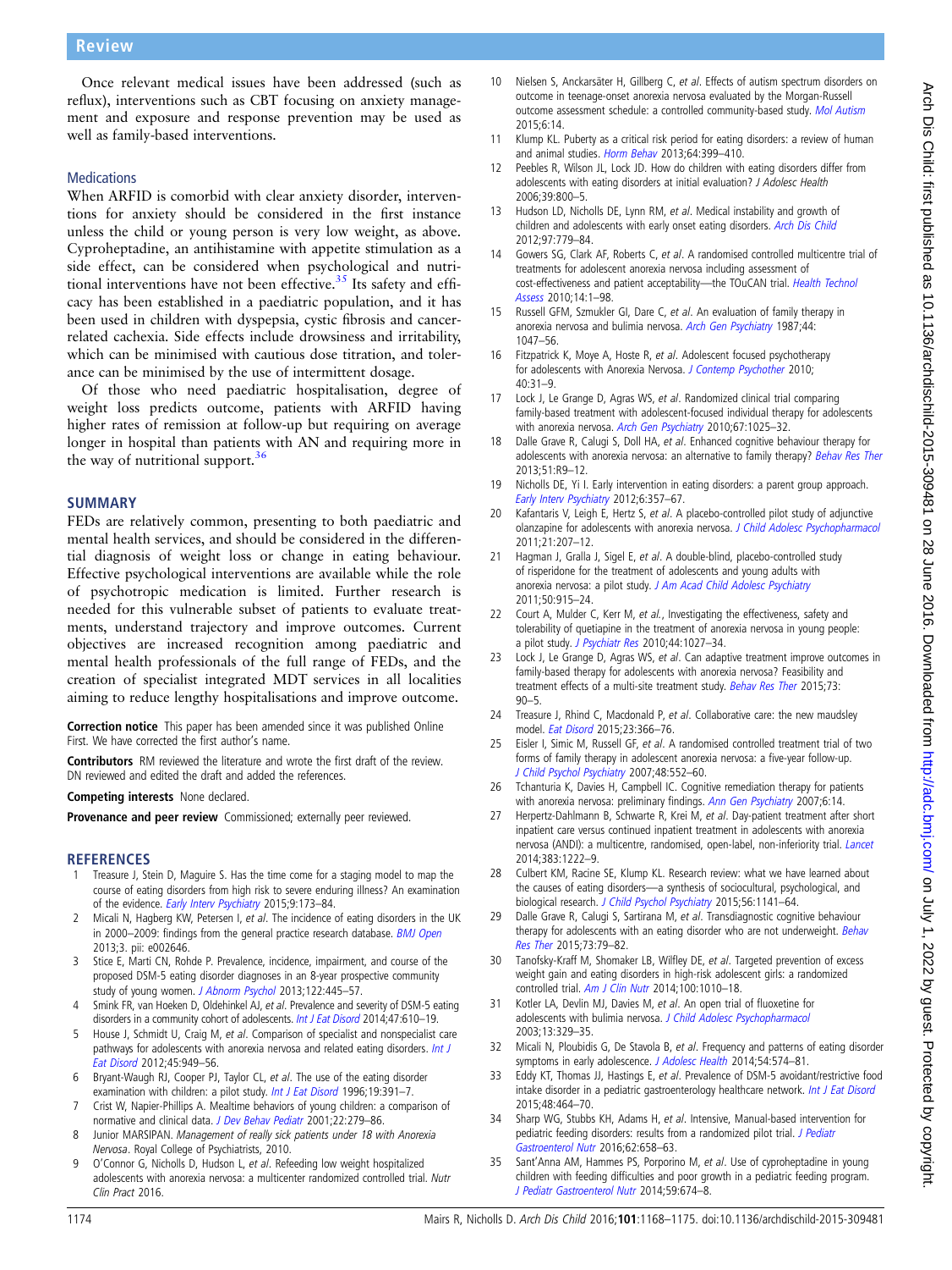Once relevant medical issues have been addressed (such as reflux), interventions such as CBT focusing on anxiety management and exposure and response prevention may be used as well as family-based interventions.

### Medications

When ARFID is comorbid with clear anxiety disorder, interventions for anxiety should be considered in the first instance unless the child or young person is very low weight, as above. Cyproheptadine, an antihistamine with appetite stimulation as a side effect, can be considered when psychological and nutritional interventions have not been effective.[35] Its safety and efficacy has been established in a paediatric population, and it has been used in children with dyspepsia, cystic fibrosis and cancer-related cachexia. Side effects include drowsiness and irritability, which can be minimised with cautious dose titration, and tolerance can be minimised by the use of intermittent dosage.

Of those who need paediatric hospitalisation, degree of weight loss predicts outcome, patients with ARFID having higher rates of remission at follow-up but requiring on average longer in hospital than patients with AN and requiring more in the way of nutritional support.[36]

## SUMMARY

FEDs are relatively common, presenting to both paediatric and mental health services, and should be considered in the differential diagnosis of weight loss or change in eating behaviour. Effective psychological interventions are available while the role of psychotropic medication is limited. Further research is needed for this vulnerable subset of patients to evaluate treatments, understand trajectory and improve outcomes. Current objectives are increased recognition among paediatric and mental health professionals of the full range of FEDs, and the creation of specialist integrated MDT services in all localities aiming to reduce lengthy hospitalisations and improve outcome.

**Correction notice** This paper has been amended since it was published Online First. We have corrected the first author's name.

**Contributors** RM reviewed the literature and wrote the first draft of the review. DN reviewed and edited the draft and added the references.

**Competing interests** None declared.

**Provenance and peer review** Commissioned; externally peer reviewed.

## REFERENCES

1. Treasure J, Stein D, Maguire S. Has the time come for a staging model to map the course of eating disorders from high risk to severe enduring illness? An examination of the evidence. *Early Interv Psychiatry* 2015;9:173–84.
2. Micali N, Hagberg KW, Petersen I, *et al*. The incidence of eating disorders in the UK in 2000–2009: findings from the general practice research database. *BMJ Open* 2013;3. pii: e002646.
3. Stice E, Marti CN, Rohde P. Prevalence, incidence, impairment, and course of the proposed DSM-5 eating disorder diagnoses in an 8-year prospective community study of young women. *J Abnorm Psychol* 2013;122:445–57.
4. Smink FR, van Hoeken D, Oldehinkel AJ, *et al*. Prevalence and severity of DSM-5 eating disorders in a community cohort of adolescents. *Int J Eat Disord* 2014;47:610–19.
5. House J, Schmidt U, Craig M, *et al*. Comparison of specialist and nonspecialist care pathways for adolescents with anorexia nervosa and related eating disorders. *Int J Eat Disord* 2012;45:949–56.
6. Bryant-Waugh RJ, Cooper PJ, Taylor CL, *et al*. The use of the eating disorder examination with children: a pilot study. *Int J Eat Disord* 1996;19:391–7.
7. Crist W, Napier-Phillips A. Mealtime behaviors of young children: a comparison of normative and clinical data. *J Dev Behav Pediatr* 2001;22:279–86.
8. Junior MARSIPAN. *Management of really sick patients under 18 with Anorexia Nervosa*. Royal College of Psychiatrists, 2010.
9. O'Connor G, Nicholls D, Hudson L, *et al*. Refeeding low weight hospitalized adolescents with anorexia nervosa: a multicenter randomized controlled trial. *Nutr Clin Pract* 2016.
10. Nielsen S, Anckarsäter H, Gillberg C, *et al*. Effects of autism spectrum disorders on outcome in teenage-onset anorexia nervosa evaluated by the Morgan-Russell outcome assessment schedule: a controlled community-based study. *Mol Autism* 2015;6:14.
11. Klump KL. Puberty as a critical risk period for eating disorders: a review of human and animal studies. *Horm Behav* 2013;64:399–410.
12. Peebles R, Wilson JL, Lock JD. How do children with eating disorders differ from adolescents with eating disorders at initial evaluation? *J Adolesc Health* 2006;39:800–5.
13. Hudson LD, Nicholls DE, Lynn RM, *et al*. Medical instability and growth of children and adolescents with early onset eating disorders. *Arch Dis Child* 2012;97:779–84.
14. Gowers SG, Clark AF, Roberts C, *et al*. A randomised controlled multicentre trial of treatments for adolescent anorexia nervosa including assessment of cost-effectiveness and patient acceptability—the TOuCAN trial. *Health Technol Assess* 2010;14:1–98.
15. Russell GFM, Szmukler GI, Dare C, *et al*. An evaluation of family therapy in anorexia nervosa and bulimia nervosa. *Arch Gen Psychiatry* 1987;44:1047–56.
16. Fitzpatrick K, Moye A, Hoste R, *et al*. Adolescent focused psychotherapy for adolescents with Anorexia Nervosa. *J Contemp Psychother* 2010;40:31–9.
17. Lock J, Le Grange D, Agras WS, *et al*. Randomized clinical trial comparing family-based treatment with adolescent-focused individual therapy for adolescents with anorexia nervosa. *Arch Gen Psychiatry* 2010;67:1025–32.
18. Dalle Grave R, Calugi S, Doll HA, *et al*. Enhanced cognitive behaviour therapy for adolescents with anorexia nervosa: an alternative to family therapy? *Behav Res Ther* 2013;51:R9–12.
19. Nicholls DE, Yi I. Early intervention in eating disorders: a parent group approach. *Early Interv Psychiatry* 2012;6:357–67.
20. Kafantaris V, Leigh E, Hertz S, *et al*. A placebo-controlled pilot study of adjunctive olanzapine for adolescents with anorexia nervosa. *J Child Adolesc Psychopharmacol* 2011;21:207–12.
21. Hagman J, Gralla J, Sigel E, *et al*. A double-blind, placebo-controlled study of risperidone for the treatment of adolescents and young adults with anorexia nervosa: a pilot study. *J Am Acad Child Adolesc Psychiatry* 2011;50:915–24.
22. Court A, Mulder C, Kerr M, *et al*., Investigating the effectiveness, safety and tolerability of quetiapine in the treatment of anorexia nervosa in young people: a pilot study. *J Psychiatr Res* 2010;44:1027–34.
23. Lock J, Le Grange D, Agras WS, *et al*. Can adaptive treatment improve outcomes in family-based therapy for adolescents with anorexia nervosa? Feasibility and treatment effects of a multi-site treatment study. *Behav Res Ther* 2015;73:90–5.
24. Treasure J, Rhind C, Macdonald P, *et al*. Collaborative care: the new maudsley model. *Eat Disord* 2015;23:366–76.
25. Eisler I, Simic M, Russell GF, *et al*. A randomised controlled treatment trial of two forms of family therapy in adolescent anorexia nervosa: a five-year follow-up. *J Child Psychol Psychiatry* 2007;48:552–60.
26. Tchanturia K, Davies H, Campbell IC. Cognitive remediation therapy for patients with anorexia nervosa: preliminary findings. *Ann Gen Psychiatry* 2007;6:14.
27. Herpertz-Dahlmann B, Schwarte R, Krei M, *et al*. Day-patient treatment after short inpatient care versus continued inpatient treatment in adolescents with anorexia nervosa (ANDI): a multicentre, randomised, open-label, non-inferiority trial. *Lancet* 2014;383:1222–9.
28. Culbert KM, Racine SE, Klump KL. Research review: what we have learned about the causes of eating disorders—a synthesis of sociocultural, psychological, and biological research. *J Child Psychol Psychiatry* 2015;56:1141–64.
29. Dalle Grave R, Calugi S, Sartirana M, *et al*. Transdiagnostic cognitive behaviour therapy for adolescents with an eating disorder who are not underweight. *Behav Res Ther* 2015;73:79–82.
30. Tanofsky-Kraff M, Shomaker LB, Wilfley DE, *et al*. Targeted prevention of excess weight gain and eating disorders in high-risk adolescent girls: a randomized controlled trial. *Am J Clin Nutr* 2014;100:1010–18.
31. Kotler LA, Devlin MJ, Davies M, *et al*. An open trial of fluoxetine for adolescents with bulimia nervosa. *J Child Adolesc Psychopharmacol* 2003;13:329–35.
32. Micali N, Ploubidis G, De Stavola B, *et al*. Frequency and patterns of eating disorder symptoms in early adolescence. *J Adolesc Health* 2014;54:574–81.
33. Eddy KT, Thomas JJ, Hastings E, *et al*. Prevalence of DSM-5 avoidant/restrictive food intake disorder in a pediatric gastroenterology healthcare network. *Int J Eat Disord* 2015;48:464–70.
34. Sharp WG, Stubbs KH, Adams H, *et al*. Intensive, Manual-based intervention for pediatric feeding disorders: results from a randomized pilot trial. *J Pediatr Gastroenterol Nutr* 2016;62:658–63.
35. Sant'Anna AM, Hammes PS, Porporino M, *et al*. Use of cyproheptadine in young children with feeding difficulties and poor growth in a pediatric feeding program. *J Pediatr Gastroenterol Nutr* 2014;59:674–8.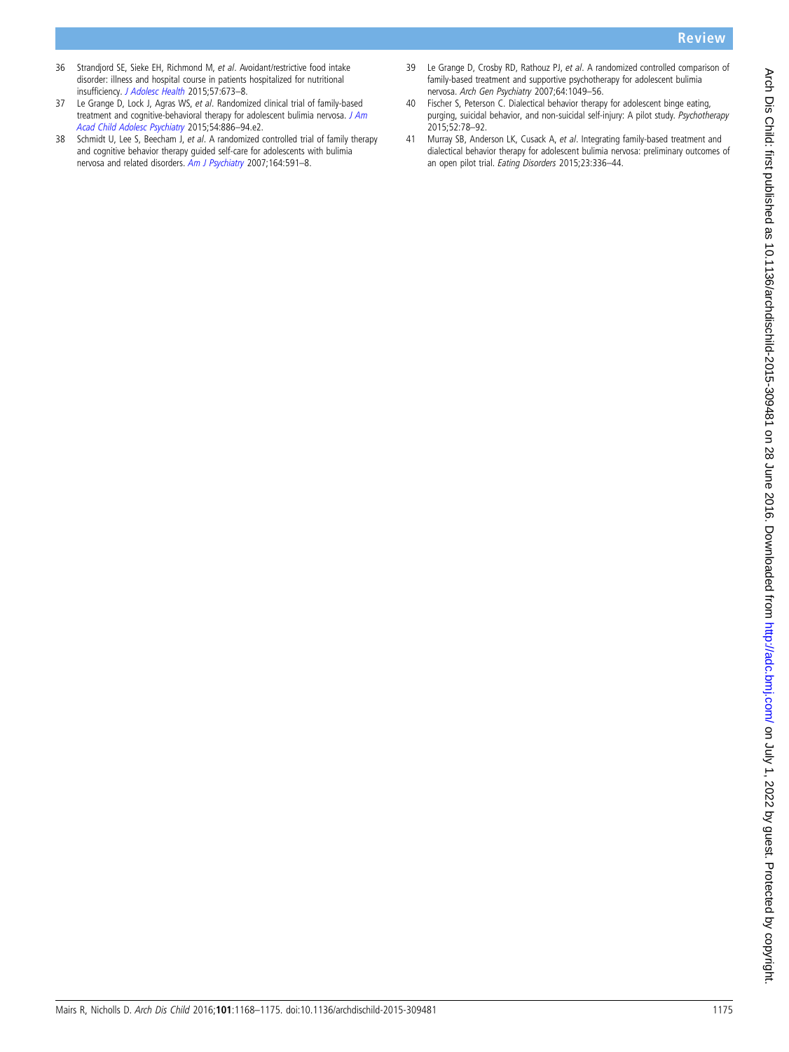36 Strandjord SE, Sieke EH, Richmond M, *et al*. Avoidant/restrictive food intake disorder: illness and hospital course in patients hospitalized for nutritional insufficiency. *J Adolesc Health* 2015;57:673–8.

37 Le Grange D, Lock J, Agras WS, *et al*. Randomized clinical trial of family-based treatment and cognitive-behavioral therapy for adolescent bulimia nervosa. *J Am Acad Child Adolesc Psychiatry* 2015;54:886–94.e2.

38 Schmidt U, Lee S, Beecham J, *et al*. A randomized controlled trial of family therapy and cognitive behavior therapy guided self-care for adolescents with bulimia nervosa and related disorders. *Am J Psychiatry* 2007;164:591–8.

39 Le Grange D, Crosby RD, Rathouz PJ, *et al*. A randomized controlled comparison of family-based treatment and supportive psychotherapy for adolescent bulimia nervosa. *Arch Gen Psychiatry* 2007;64:1049–56.

40 Fischer S, Peterson C. Dialectical behavior therapy for adolescent binge eating, purging, suicidal behavior, and non-suicidal self-injury: A pilot study. *Psychotherapy* 2015;52:78–92.

41 Murray SB, Anderson LK, Cusack A, *et al*. Integrating family-based treatment and dialectical behavior therapy for adolescent bulimia nervosa: preliminary outcomes of an open pilot trial. *Eating Disorders* 2015;23:336–44.